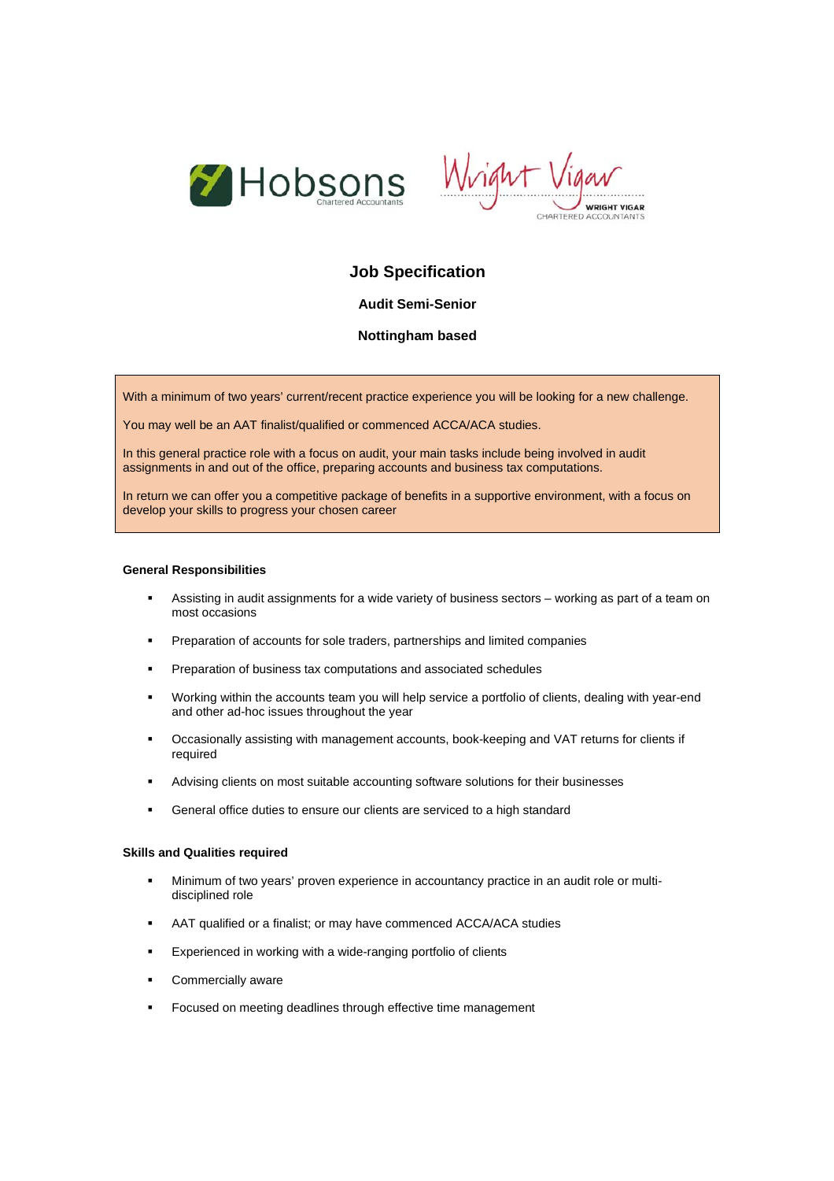Hobsons
Chartered Accountants

Wright Vigar
WRIGHT VIGAR
CHARTERED ACCOUNTANTS

# Job Specification

## Audit Semi-Senior

## Nottingham based

With a minimum of two years' current/recent practice experience you will be looking for a new challenge.

You may well be an AAT finalist/qualified or commenced ACCA/ACA studies.

In this general practice role with a focus on audit, your main tasks include being involved in audit assignments in and out of the office, preparing accounts and business tax computations.

In return we can offer you a competitive package of benefits in a supportive environment, with a focus on develop your skills to progress your chosen career

### General Responsibilities

- Assisting in audit assignments for a wide variety of business sectors – working as part of a team on most occasions
- Preparation of accounts for sole traders, partnerships and limited companies
- Preparation of business tax computations and associated schedules
- Working within the accounts team you will help service a portfolio of clients, dealing with year-end and other ad-hoc issues throughout the year
- Occasionally assisting with management accounts, book-keeping and VAT returns for clients if required
- Advising clients on most suitable accounting software solutions for their businesses
- General office duties to ensure our clients are serviced to a high standard

### Skills and Qualities required

- Minimum of two years' proven experience in accountancy practice in an audit role or multi-disciplined role
- AAT qualified or a finalist; or may have commenced ACCA/ACA studies
- Experienced in working with a wide-ranging portfolio of clients
- Commercially aware
- Focused on meeting deadlines through effective time management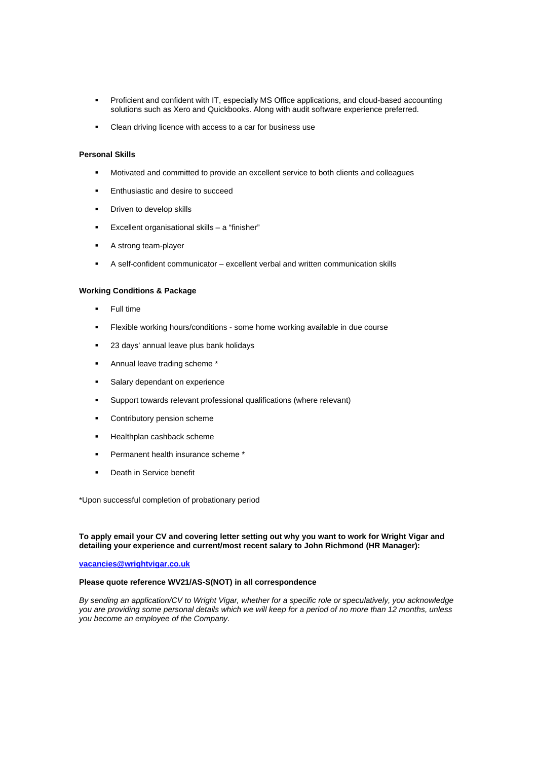- Proficient and confident with IT, especially MS Office applications, and cloud-based accounting solutions such as Xero and Quickbooks. Along with audit software experience preferred.
- Clean driving licence with access to a car for business use

**Personal Skills**

- Motivated and committed to provide an excellent service to both clients and colleagues
- Enthusiastic and desire to succeed
- Driven to develop skills
- Excellent organisational skills – a "finisher"
- A strong team-player
- A self-confident communicator – excellent verbal and written communication skills

**Working Conditions & Package**

- Full time
- Flexible working hours/conditions - some home working available in due course
- 23 days' annual leave plus bank holidays
- Annual leave trading scheme *
- Salary dependant on experience
- Support towards relevant professional qualifications (where relevant)
- Contributory pension scheme
- Healthplan cashback scheme
- Permanent health insurance scheme *
- Death in Service benefit

*Upon successful completion of probationary period

**To apply email your CV and covering letter setting out why you want to work for Wright Vigar and detailing your experience and current/most recent salary to John Richmond (HR Manager):**

**vacancies@wrightvigar.co.uk**

**Please quote reference WV21/AS-S(NOT) in all correspondence**

*By sending an application/CV to Wright Vigar, whether for a specific role or speculatively, you acknowledge you are providing some personal details which we will keep for a period of no more than 12 months, unless you become an employee of the Company.*